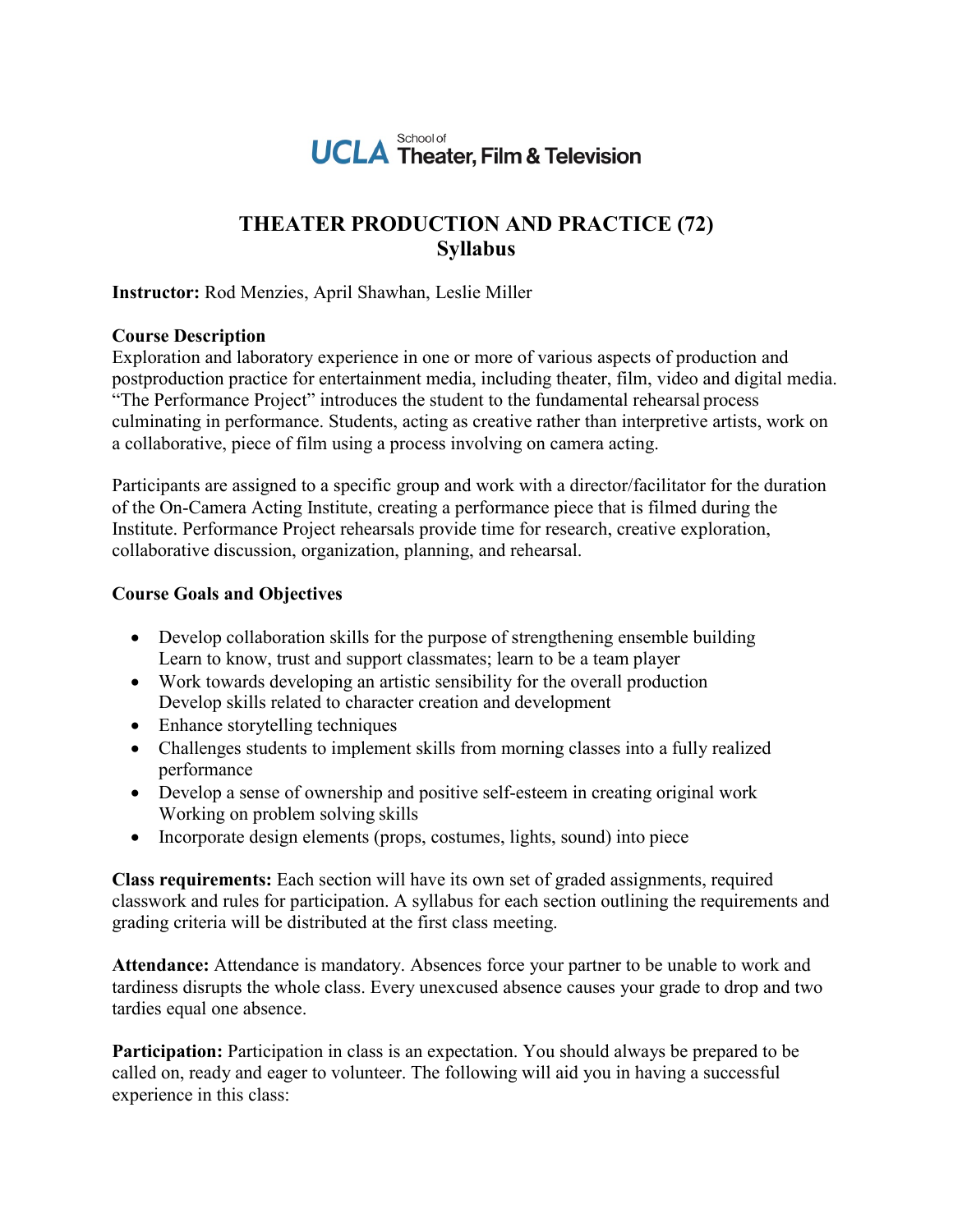UCLA School of Theater, Film & Television

# THEATER PRODUCTION AND PRACTICE (72)
## Syllabus

**Instructor:** Rod Menzies, April Shawhan, Leslie Miller

**Course Description**

Exploration and laboratory experience in one or more of various aspects of production and postproduction practice for entertainment media, including theater, film, video and digital media. "The Performance Project" introduces the student to the fundamental rehearsal process culminating in performance. Students, acting as creative rather than interpretive artists, work on a collaborative, piece of film using a process involving on camera acting.

Participants are assigned to a specific group and work with a director/facilitator for the duration of the On-Camera Acting Institute, creating a performance piece that is filmed during the Institute. Performance Project rehearsals provide time for research, creative exploration, collaborative discussion, organization, planning, and rehearsal.

**Course Goals and Objectives**

- Develop collaboration skills for the purpose of strengthening ensemble building
  Learn to know, trust and support classmates; learn to be a team player
- Work towards developing an artistic sensibility for the overall production
  Develop skills related to character creation and development
- Enhance storytelling techniques
- Challenges students to implement skills from morning classes into a fully realized performance
- Develop a sense of ownership and positive self-esteem in creating original work
  Working on problem solving skills
- Incorporate design elements (props, costumes, lights, sound) into piece

**Class requirements:** Each section will have its own set of graded assignments, required classwork and rules for participation. A syllabus for each section outlining the requirements and grading criteria will be distributed at the first class meeting.

**Attendance:** Attendance is mandatory. Absences force your partner to be unable to work and tardiness disrupts the whole class. Every unexcused absence causes your grade to drop and two tardies equal one absence.

**Participation:** Participation in class is an expectation. You should always be prepared to be called on, ready and eager to volunteer. The following will aid you in having a successful experience in this class: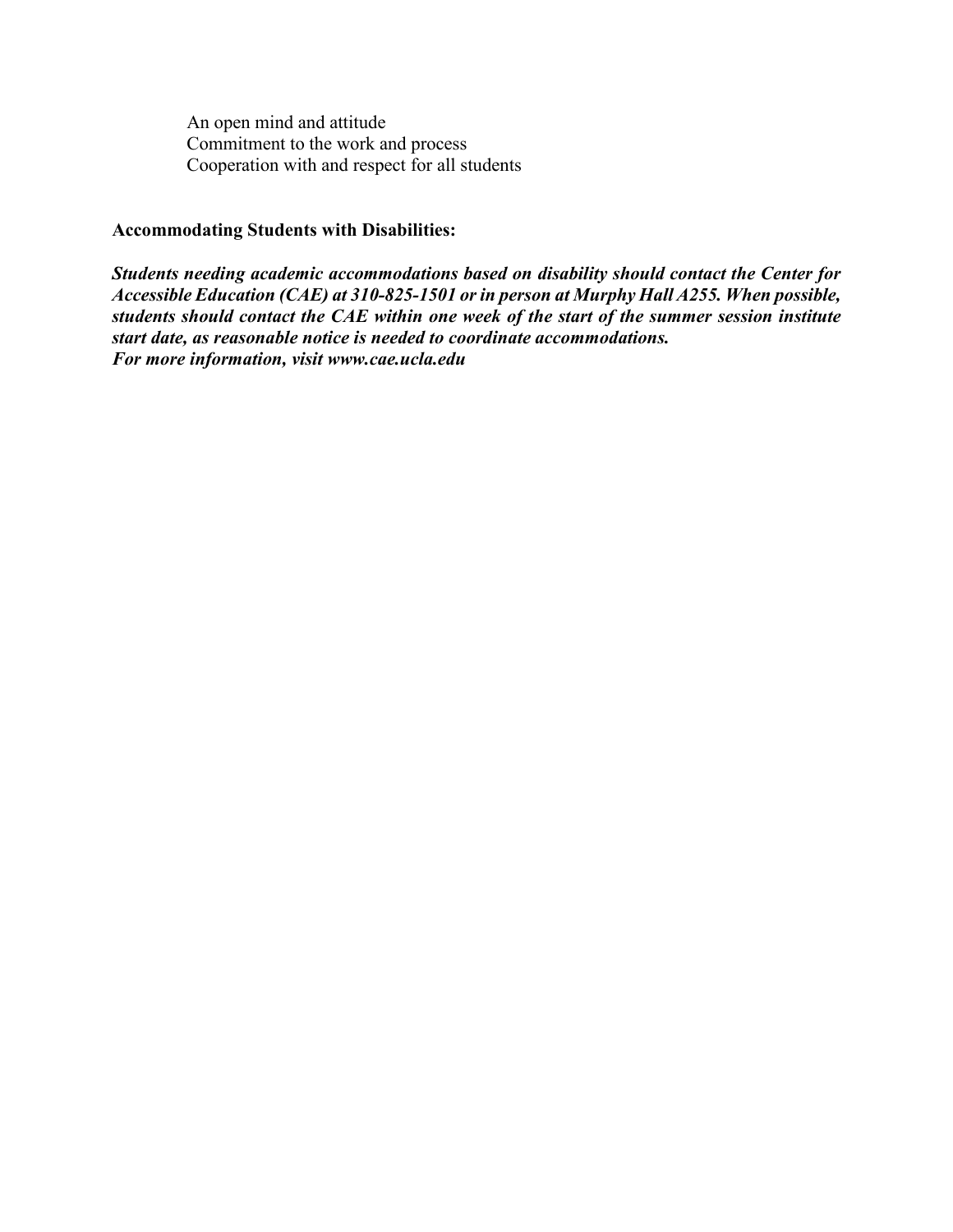An open mind and attitude
Commitment to the work and process
Cooperation with and respect for all students

**Accommodating Students with Disabilities:**

***Students needing academic accommodations based on disability should contact the Center for Accessible Education (CAE) at 310-825-1501 or in person at Murphy Hall A255. When possible, students should contact the CAE within one week of the start of the summer session institute start date, as reasonable notice is needed to coordinate accommodations.***
***For more information, visit www.cae.ucla.edu***